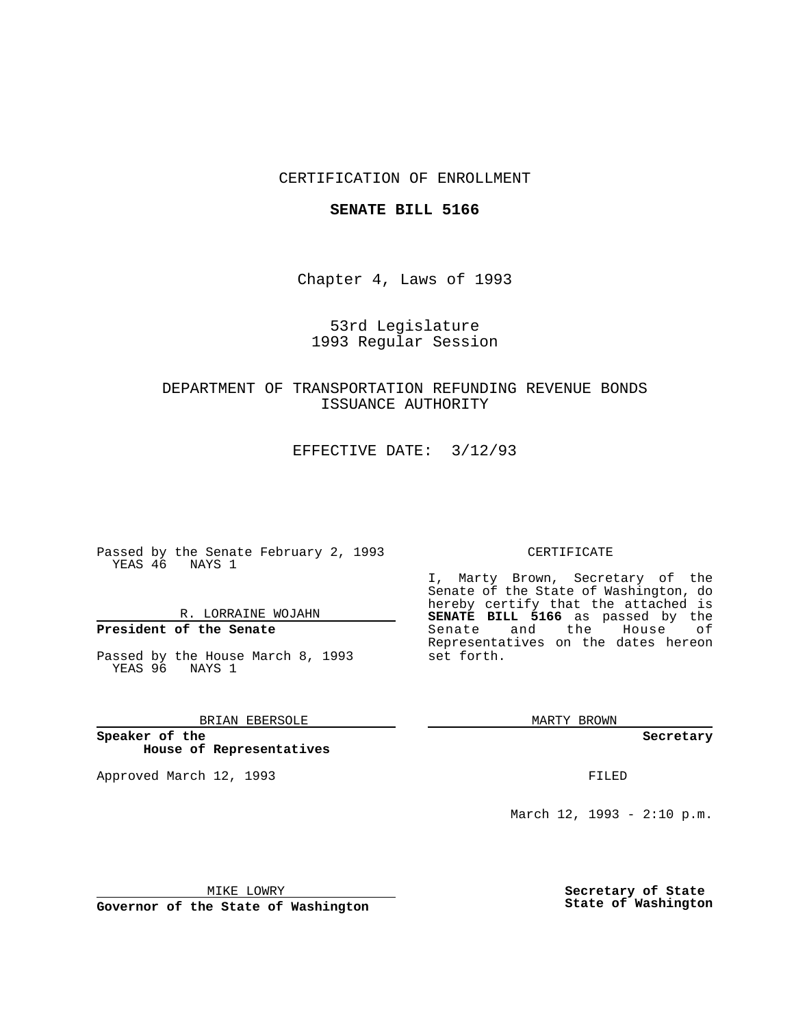CERTIFICATION OF ENROLLMENT

**SENATE BILL 5166**

Chapter 4, Laws of 1993

53rd Legislature
1993 Regular Session

DEPARTMENT OF TRANSPORTATION REFUNDING REVENUE BONDS ISSUANCE AUTHORITY

EFFECTIVE DATE: 3/12/93

Passed by the Senate February 2, 1993
YEAS 46 NAYS 1

R. LORRAINE WOJAHN

**President of the Senate**

Passed by the House March 8, 1993
YEAS 96 NAYS 1

BRIAN EBERSOLE

**Speaker of the House of Representatives**

Approved March 12, 1993

MIKE LOWRY

**Governor of the State of Washington**

CERTIFICATE

I, Marty Brown, Secretary of the Senate of the State of Washington, do hereby certify that the attached is **SENATE BILL 5166** as passed by the Senate and the House of Representatives on the dates hereon set forth.

MARTY BROWN

**Secretary**

FILED

March 12, 1993 - 2:10 p.m.

**Secretary of State**
**State of Washington**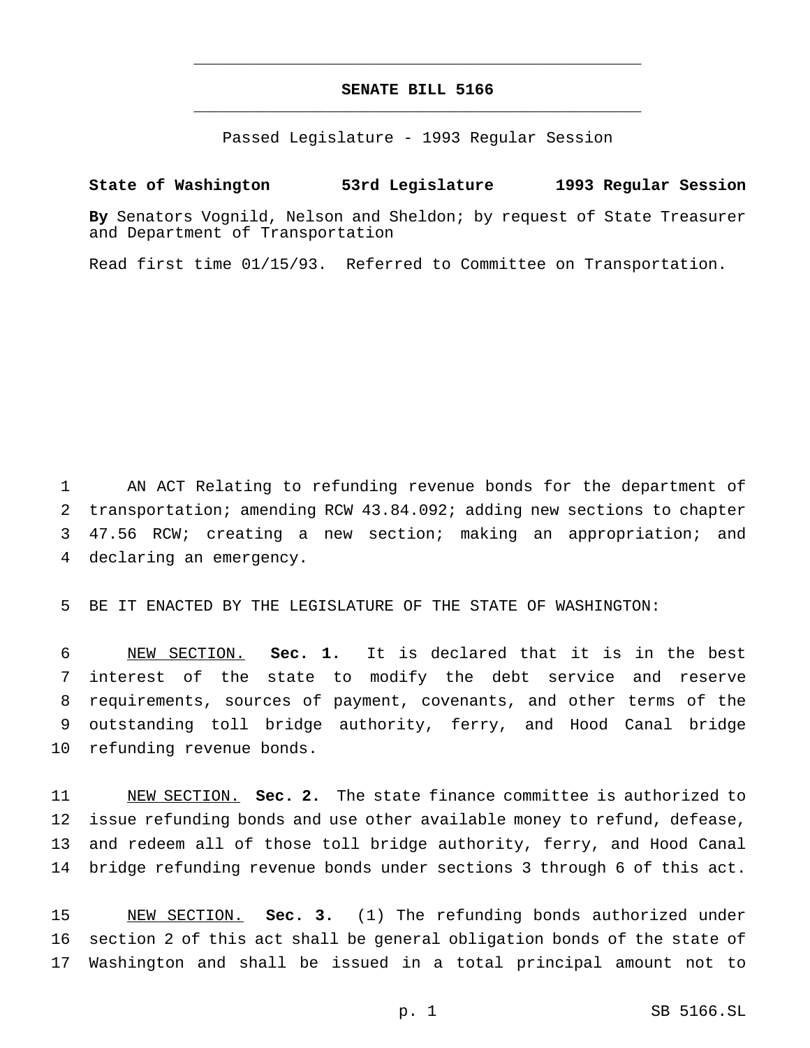# SENATE BILL 5166

Passed Legislature - 1993 Regular Session

**State of Washington 53rd Legislature 1993 Regular Session**

**By** Senators Vognild, Nelson and Sheldon; by request of State Treasurer and Department of Transportation

Read first time 01/15/93. Referred to Committee on Transportation.

AN ACT Relating to refunding revenue bonds for the department of transportation; amending RCW 43.84.092; adding new sections to chapter 47.56 RCW; creating a new section; making an appropriation; and declaring an emergency.

BE IT ENACTED BY THE LEGISLATURE OF THE STATE OF WASHINGTON:

NEW SECTION. **Sec. 1.** It is declared that it is in the best interest of the state to modify the debt service and reserve requirements, sources of payment, covenants, and other terms of the outstanding toll bridge authority, ferry, and Hood Canal bridge refunding revenue bonds.

NEW SECTION. **Sec. 2.** The state finance committee is authorized to issue refunding bonds and use other available money to refund, defease, and redeem all of those toll bridge authority, ferry, and Hood Canal bridge refunding revenue bonds under sections 3 through 6 of this act.

NEW SECTION. **Sec. 3.** (1) The refunding bonds authorized under section 2 of this act shall be general obligation bonds of the state of Washington and shall be issued in a total principal amount not to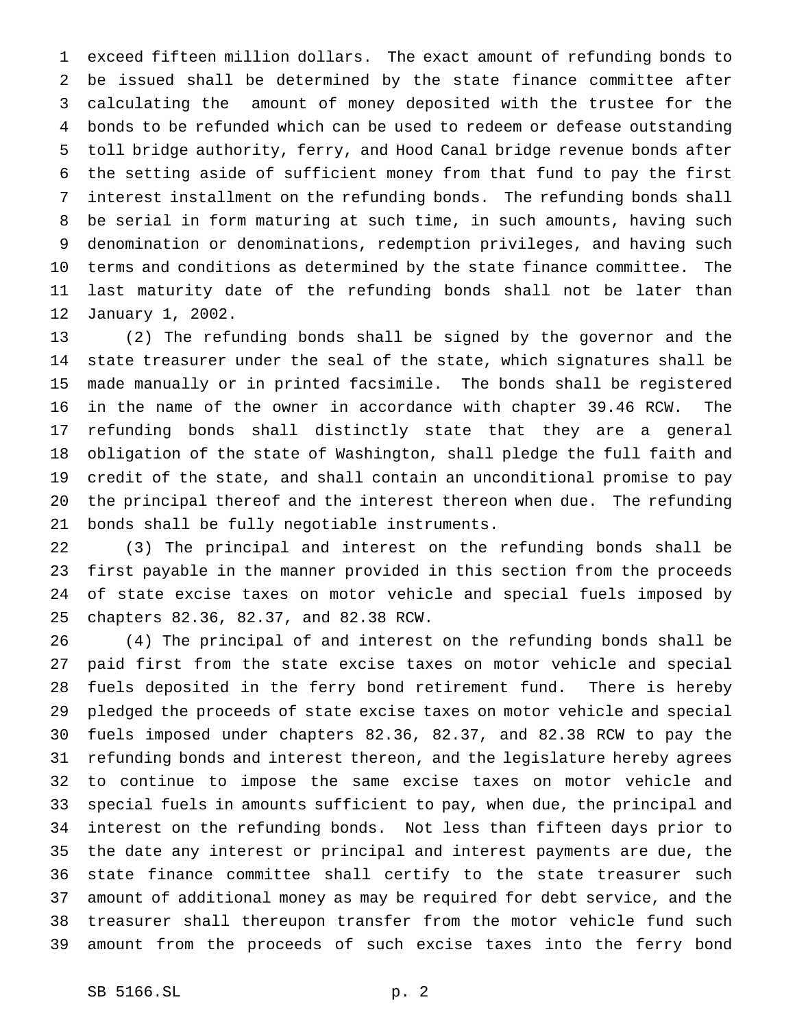exceed fifteen million dollars. The exact amount of refunding bonds to be issued shall be determined by the state finance committee after calculating the amount of money deposited with the trustee for the bonds to be refunded which can be used to redeem or defease outstanding toll bridge authority, ferry, and Hood Canal bridge revenue bonds after the setting aside of sufficient money from that fund to pay the first interest installment on the refunding bonds. The refunding bonds shall be serial in form maturing at such time, in such amounts, having such denomination or denominations, redemption privileges, and having such terms and conditions as determined by the state finance committee. The last maturity date of the refunding bonds shall not be later than January 1, 2002.

(2) The refunding bonds shall be signed by the governor and the state treasurer under the seal of the state, which signatures shall be made manually or in printed facsimile. The bonds shall be registered in the name of the owner in accordance with chapter 39.46 RCW. The refunding bonds shall distinctly state that they are a general obligation of the state of Washington, shall pledge the full faith and credit of the state, and shall contain an unconditional promise to pay the principal thereof and the interest thereon when due. The refunding bonds shall be fully negotiable instruments.

(3) The principal and interest on the refunding bonds shall be first payable in the manner provided in this section from the proceeds of state excise taxes on motor vehicle and special fuels imposed by chapters 82.36, 82.37, and 82.38 RCW.

(4) The principal of and interest on the refunding bonds shall be paid first from the state excise taxes on motor vehicle and special fuels deposited in the ferry bond retirement fund. There is hereby pledged the proceeds of state excise taxes on motor vehicle and special fuels imposed under chapters 82.36, 82.37, and 82.38 RCW to pay the refunding bonds and interest thereon, and the legislature hereby agrees to continue to impose the same excise taxes on motor vehicle and special fuels in amounts sufficient to pay, when due, the principal and interest on the refunding bonds. Not less than fifteen days prior to the date any interest or principal and interest payments are due, the state finance committee shall certify to the state treasurer such amount of additional money as may be required for debt service, and the treasurer shall thereupon transfer from the motor vehicle fund such amount from the proceeds of such excise taxes into the ferry bond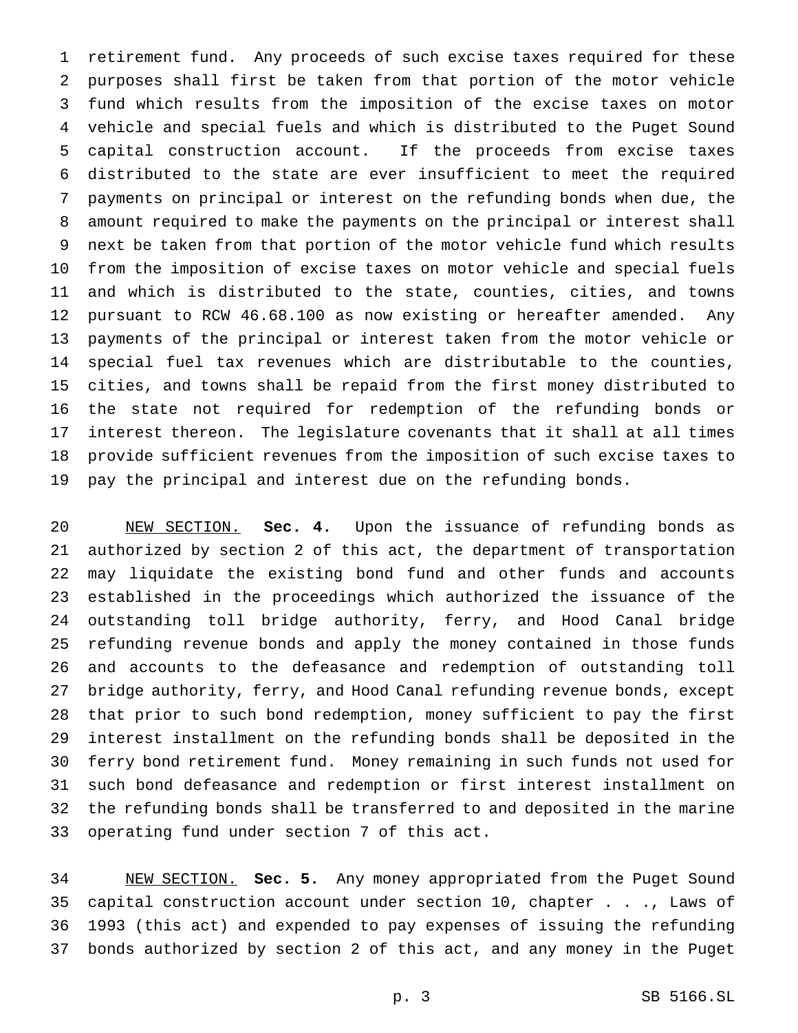retirement fund. Any proceeds of such excise taxes required for these purposes shall first be taken from that portion of the motor vehicle fund which results from the imposition of the excise taxes on motor vehicle and special fuels and which is distributed to the Puget Sound capital construction account. If the proceeds from excise taxes distributed to the state are ever insufficient to meet the required payments on principal or interest on the refunding bonds when due, the amount required to make the payments on the principal or interest shall next be taken from that portion of the motor vehicle fund which results from the imposition of excise taxes on motor vehicle and special fuels and which is distributed to the state, counties, cities, and towns pursuant to RCW 46.68.100 as now existing or hereafter amended. Any payments of the principal or interest taken from the motor vehicle or special fuel tax revenues which are distributable to the counties, cities, and towns shall be repaid from the first money distributed to the state not required for redemption of the refunding bonds or interest thereon. The legislature covenants that it shall at all times provide sufficient revenues from the imposition of such excise taxes to pay the principal and interest due on the refunding bonds.

NEW SECTION. **Sec. 4.** Upon the issuance of refunding bonds as authorized by section 2 of this act, the department of transportation may liquidate the existing bond fund and other funds and accounts established in the proceedings which authorized the issuance of the outstanding toll bridge authority, ferry, and Hood Canal bridge refunding revenue bonds and apply the money contained in those funds and accounts to the defeasance and redemption of outstanding toll bridge authority, ferry, and Hood Canal refunding revenue bonds, except that prior to such bond redemption, money sufficient to pay the first interest installment on the refunding bonds shall be deposited in the ferry bond retirement fund. Money remaining in such funds not used for such bond defeasance and redemption or first interest installment on the refunding bonds shall be transferred to and deposited in the marine operating fund under section 7 of this act.

NEW SECTION. **Sec. 5.** Any money appropriated from the Puget Sound capital construction account under section 10, chapter . . ., Laws of 1993 (this act) and expended to pay expenses of issuing the refunding bonds authorized by section 2 of this act, and any money in the Puget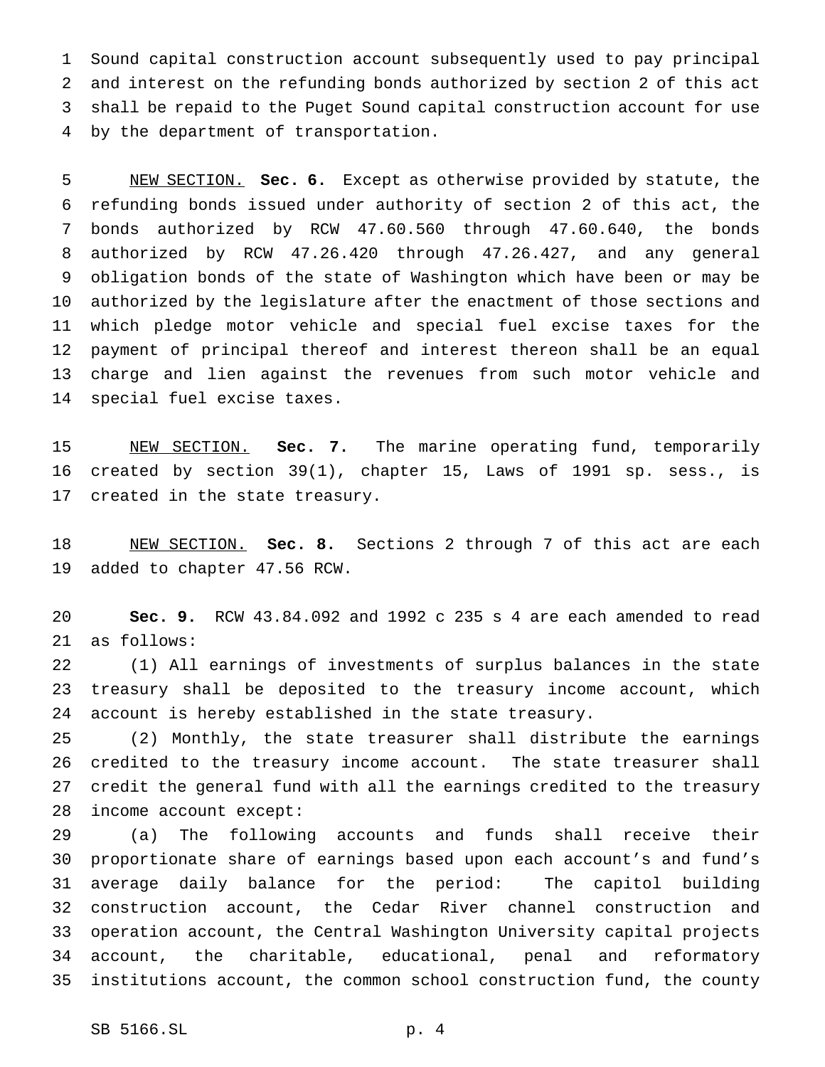Sound capital construction account subsequently used to pay principal and interest on the refunding bonds authorized by section 2 of this act shall be repaid to the Puget Sound capital construction account for use by the department of transportation.

NEW SECTION. **Sec. 6.** Except as otherwise provided by statute, the refunding bonds issued under authority of section 2 of this act, the bonds authorized by RCW 47.60.560 through 47.60.640, the bonds authorized by RCW 47.26.420 through 47.26.427, and any general obligation bonds of the state of Washington which have been or may be authorized by the legislature after the enactment of those sections and which pledge motor vehicle and special fuel excise taxes for the payment of principal thereof and interest thereon shall be an equal charge and lien against the revenues from such motor vehicle and special fuel excise taxes.

NEW SECTION. **Sec. 7.** The marine operating fund, temporarily created by section 39(1), chapter 15, Laws of 1991 sp. sess., is created in the state treasury.

NEW SECTION. **Sec. 8.** Sections 2 through 7 of this act are each added to chapter 47.56 RCW.

**Sec. 9.** RCW 43.84.092 and 1992 c 235 s 4 are each amended to read as follows:

(1) All earnings of investments of surplus balances in the state treasury shall be deposited to the treasury income account, which account is hereby established in the state treasury.

(2) Monthly, the state treasurer shall distribute the earnings credited to the treasury income account. The state treasurer shall credit the general fund with all the earnings credited to the treasury income account except:

(a) The following accounts and funds shall receive their proportionate share of earnings based upon each account's and fund's average daily balance for the period: The capitol building construction account, the Cedar River channel construction and operation account, the Central Washington University capital projects account, the charitable, educational, penal and reformatory institutions account, the common school construction fund, the county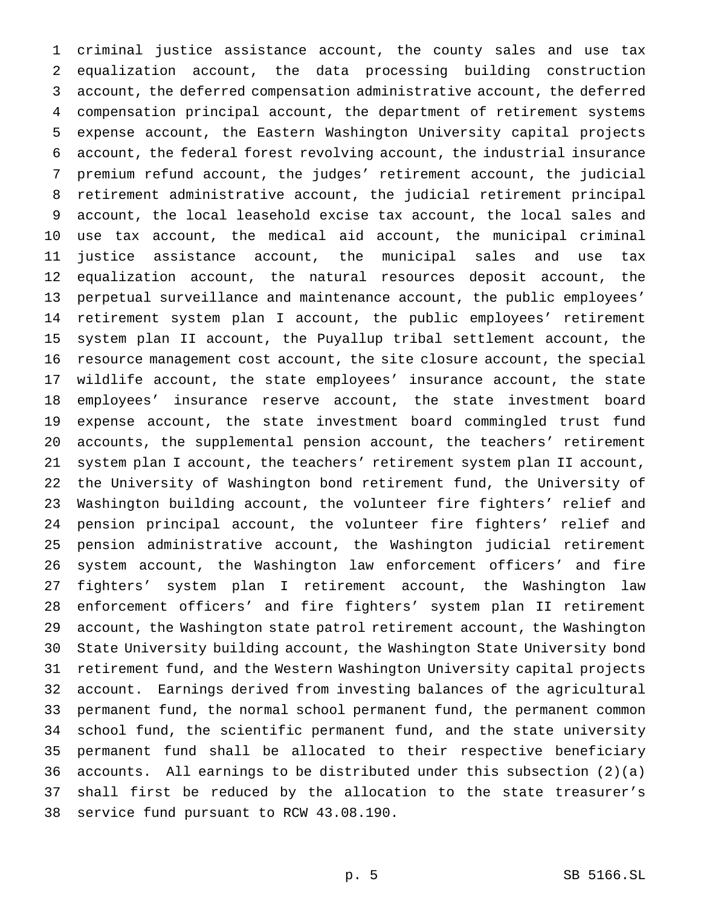criminal justice assistance account, the county sales and use tax equalization account, the data processing building construction account, the deferred compensation administrative account, the deferred compensation principal account, the department of retirement systems expense account, the Eastern Washington University capital projects account, the federal forest revolving account, the industrial insurance premium refund account, the judges' retirement account, the judicial retirement administrative account, the judicial retirement principal account, the local leasehold excise tax account, the local sales and use tax account, the medical aid account, the municipal criminal justice assistance account, the municipal sales and use tax equalization account, the natural resources deposit account, the perpetual surveillance and maintenance account, the public employees' retirement system plan I account, the public employees' retirement system plan II account, the Puyallup tribal settlement account, the resource management cost account, the site closure account, the special wildlife account, the state employees' insurance account, the state employees' insurance reserve account, the state investment board expense account, the state investment board commingled trust fund accounts, the supplemental pension account, the teachers' retirement system plan I account, the teachers' retirement system plan II account, the University of Washington bond retirement fund, the University of Washington building account, the volunteer fire fighters' relief and pension principal account, the volunteer fire fighters' relief and pension administrative account, the Washington judicial retirement system account, the Washington law enforcement officers' and fire fighters' system plan I retirement account, the Washington law enforcement officers' and fire fighters' system plan II retirement account, the Washington state patrol retirement account, the Washington State University building account, the Washington State University bond retirement fund, and the Western Washington University capital projects account. Earnings derived from investing balances of the agricultural permanent fund, the normal school permanent fund, the permanent common school fund, the scientific permanent fund, and the state university permanent fund shall be allocated to their respective beneficiary accounts. All earnings to be distributed under this subsection (2)(a) shall first be reduced by the allocation to the state treasurer's service fund pursuant to RCW 43.08.190.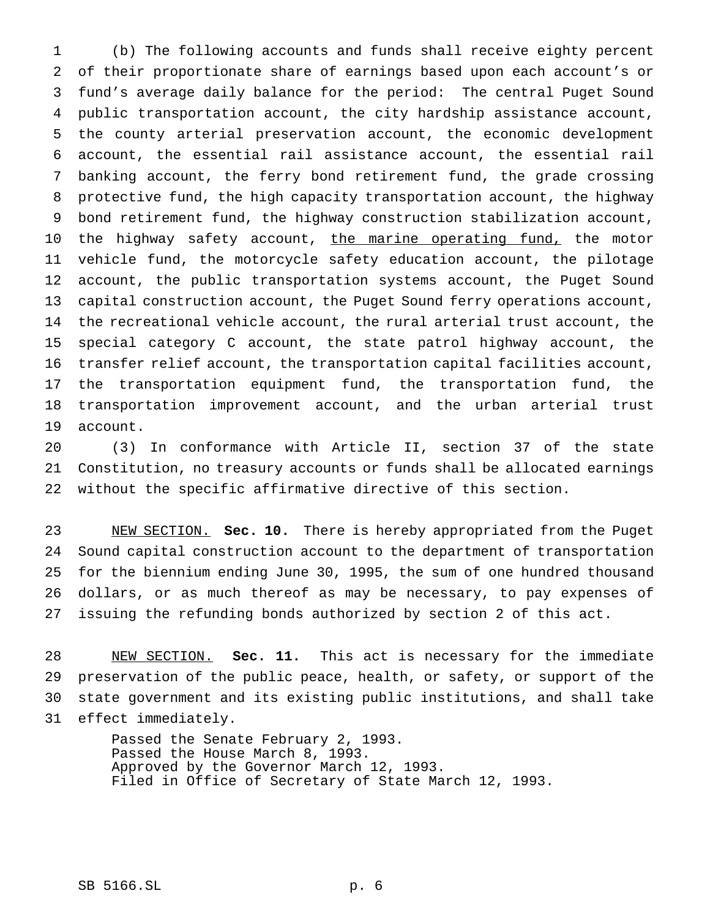(b) The following accounts and funds shall receive eighty percent of their proportionate share of earnings based upon each account's or fund's average daily balance for the period: The central Puget Sound public transportation account, the city hardship assistance account, the county arterial preservation account, the economic development account, the essential rail assistance account, the essential rail banking account, the ferry bond retirement fund, the grade crossing protective fund, the high capacity transportation account, the highway bond retirement fund, the highway construction stabilization account, the highway safety account, <u>the marine operating fund,</u> the motor vehicle fund, the motorcycle safety education account, the pilotage account, the public transportation systems account, the Puget Sound capital construction account, the Puget Sound ferry operations account, the recreational vehicle account, the rural arterial trust account, the special category C account, the state patrol highway account, the transfer relief account, the transportation capital facilities account, the transportation equipment fund, the transportation fund, the transportation improvement account, and the urban arterial trust account.

(3) In conformance with Article II, section 37 of the state Constitution, no treasury accounts or funds shall be allocated earnings without the specific affirmative directive of this section.

<u>NEW SECTION.</u> **Sec. 10.** There is hereby appropriated from the Puget Sound capital construction account to the department of transportation for the biennium ending June 30, 1995, the sum of one hundred thousand dollars, or as much thereof as may be necessary, to pay expenses of issuing the refunding bonds authorized by section 2 of this act.

<u>NEW SECTION.</u> **Sec. 11.** This act is necessary for the immediate preservation of the public peace, health, or safety, or support of the state government and its existing public institutions, and shall take effect immediately.

Passed the Senate February 2, 1993.
Passed the House March 8, 1993.
Approved by the Governor March 12, 1993.
Filed in Office of Secretary of State March 12, 1993.